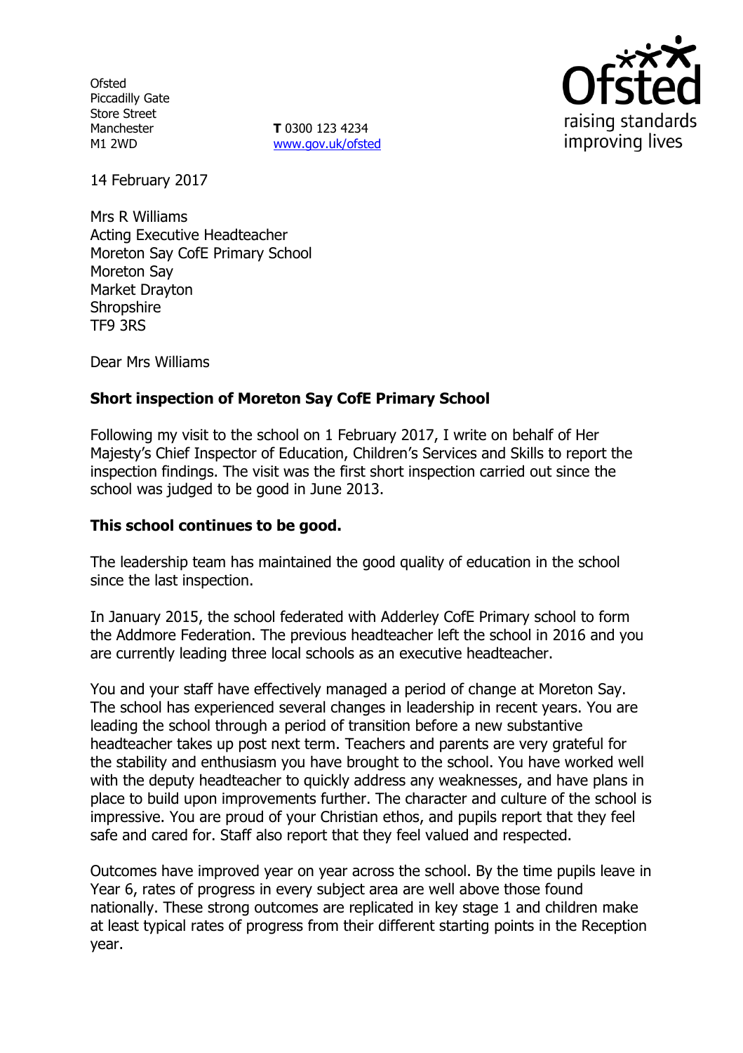Ofsted
Piccadilly Gate
Store Street
Manchester
M1 2WD

**T** 0300 123 4234
www.gov.uk/ofsted

Ofsted raising standards improving lives

14 February 2017

Mrs R Williams
Acting Executive Headteacher
Moreton Say CofE Primary School
Moreton Say
Market Drayton
Shropshire
TF9 3RS

Dear Mrs Williams

**Short inspection of Moreton Say CofE Primary School**

Following my visit to the school on 1 February 2017, I write on behalf of Her Majesty's Chief Inspector of Education, Children's Services and Skills to report the inspection findings. The visit was the first short inspection carried out since the school was judged to be good in June 2013.

**This school continues to be good.**

The leadership team has maintained the good quality of education in the school since the last inspection.

In January 2015, the school federated with Adderley CofE Primary school to form the Addmore Federation. The previous headteacher left the school in 2016 and you are currently leading three local schools as an executive headteacher.

You and your staff have effectively managed a period of change at Moreton Say. The school has experienced several changes in leadership in recent years. You are leading the school through a period of transition before a new substantive headteacher takes up post next term. Teachers and parents are very grateful for the stability and enthusiasm you have brought to the school. You have worked well with the deputy headteacher to quickly address any weaknesses, and have plans in place to build upon improvements further. The character and culture of the school is impressive. You are proud of your Christian ethos, and pupils report that they feel safe and cared for. Staff also report that they feel valued and respected.

Outcomes have improved year on year across the school. By the time pupils leave in Year 6, rates of progress in every subject area are well above those found nationally. These strong outcomes are replicated in key stage 1 and children make at least typical rates of progress from their different starting points in the Reception year.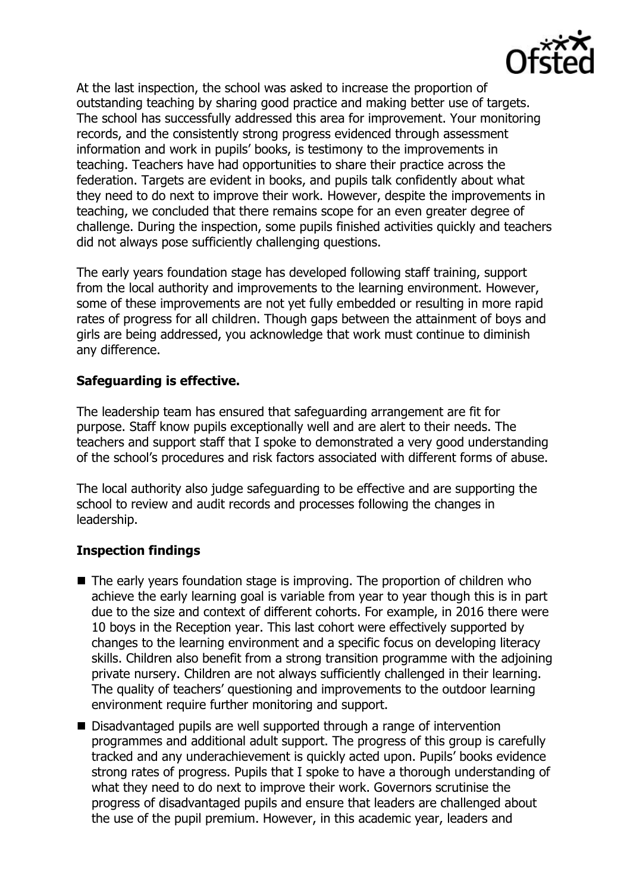At the last inspection, the school was asked to increase the proportion of outstanding teaching by sharing good practice and making better use of targets. The school has successfully addressed this area for improvement. Your monitoring records, and the consistently strong progress evidenced through assessment information and work in pupils' books, is testimony to the improvements in teaching. Teachers have had opportunities to share their practice across the federation. Targets are evident in books, and pupils talk confidently about what they need to do next to improve their work. However, despite the improvements in teaching, we concluded that there remains scope for an even greater degree of challenge. During the inspection, some pupils finished activities quickly and teachers did not always pose sufficiently challenging questions.

The early years foundation stage has developed following staff training, support from the local authority and improvements to the learning environment. However, some of these improvements are not yet fully embedded or resulting in more rapid rates of progress for all children. Though gaps between the attainment of boys and girls are being addressed, you acknowledge that work must continue to diminish any difference.

**Safeguarding is effective.**

The leadership team has ensured that safeguarding arrangement are fit for purpose. Staff know pupils exceptionally well and are alert to their needs. The teachers and support staff that I spoke to demonstrated a very good understanding of the school's procedures and risk factors associated with different forms of abuse.

The local authority also judge safeguarding to be effective and are supporting the school to review and audit records and processes following the changes in leadership.

**Inspection findings**

- The early years foundation stage is improving. The proportion of children who achieve the early learning goal is variable from year to year though this is in part due to the size and context of different cohorts. For example, in 2016 there were 10 boys in the Reception year. This last cohort were effectively supported by changes to the learning environment and a specific focus on developing literacy skills. Children also benefit from a strong transition programme with the adjoining private nursery. Children are not always sufficiently challenged in their learning. The quality of teachers' questioning and improvements to the outdoor learning environment require further monitoring and support.
- Disadvantaged pupils are well supported through a range of intervention programmes and additional adult support. The progress of this group is carefully tracked and any underachievement is quickly acted upon. Pupils' books evidence strong rates of progress. Pupils that I spoke to have a thorough understanding of what they need to do next to improve their work. Governors scrutinise the progress of disadvantaged pupils and ensure that leaders are challenged about the use of the pupil premium. However, in this academic year, leaders and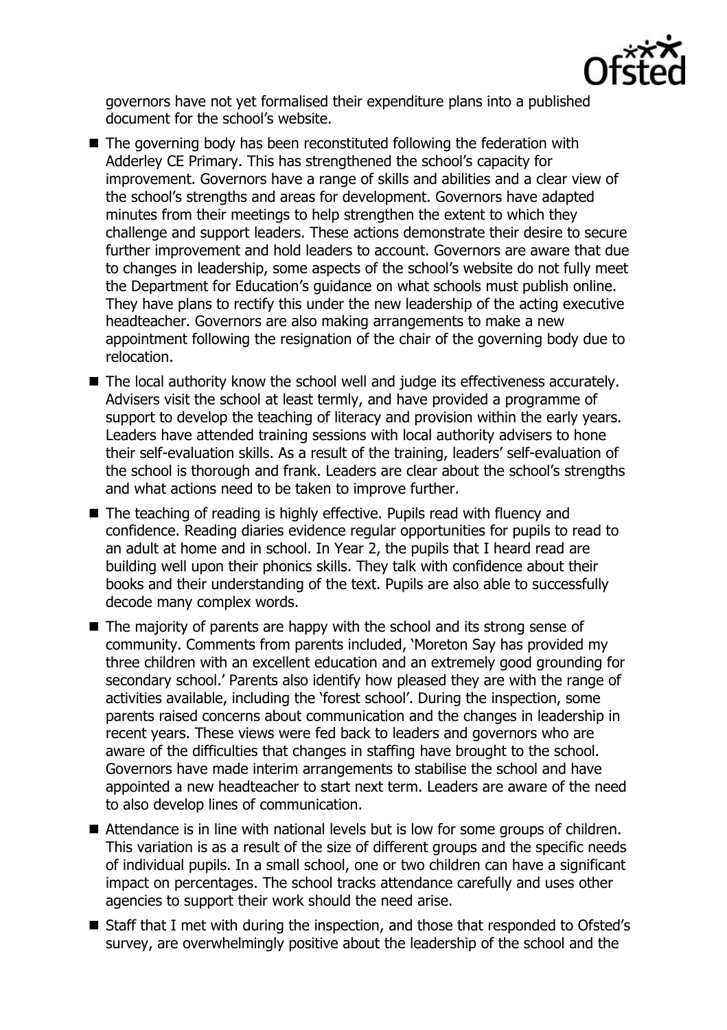governors have not yet formalised their expenditure plans into a published document for the school's website.

- The governing body has been reconstituted following the federation with Adderley CE Primary. This has strengthened the school's capacity for improvement. Governors have a range of skills and abilities and a clear view of the school's strengths and areas for development. Governors have adapted minutes from their meetings to help strengthen the extent to which they challenge and support leaders. These actions demonstrate their desire to secure further improvement and hold leaders to account. Governors are aware that due to changes in leadership, some aspects of the school's website do not fully meet the Department for Education's guidance on what schools must publish online. They have plans to rectify this under the new leadership of the acting executive headteacher. Governors are also making arrangements to make a new appointment following the resignation of the chair of the governing body due to relocation.
- The local authority know the school well and judge its effectiveness accurately. Advisers visit the school at least termly, and have provided a programme of support to develop the teaching of literacy and provision within the early years. Leaders have attended training sessions with local authority advisers to hone their self-evaluation skills. As a result of the training, leaders' self-evaluation of the school is thorough and frank. Leaders are clear about the school's strengths and what actions need to be taken to improve further.
- The teaching of reading is highly effective. Pupils read with fluency and confidence. Reading diaries evidence regular opportunities for pupils to read to an adult at home and in school. In Year 2, the pupils that I heard read are building well upon their phonics skills. They talk with confidence about their books and their understanding of the text. Pupils are also able to successfully decode many complex words.
- The majority of parents are happy with the school and its strong sense of community. Comments from parents included, 'Moreton Say has provided my three children with an excellent education and an extremely good grounding for secondary school.' Parents also identify how pleased they are with the range of activities available, including the 'forest school'. During the inspection, some parents raised concerns about communication and the changes in leadership in recent years. These views were fed back to leaders and governors who are aware of the difficulties that changes in staffing have brought to the school. Governors have made interim arrangements to stabilise the school and have appointed a new headteacher to start next term. Leaders are aware of the need to also develop lines of communication.
- Attendance is in line with national levels but is low for some groups of children. This variation is as a result of the size of different groups and the specific needs of individual pupils. In a small school, one or two children can have a significant impact on percentages. The school tracks attendance carefully and uses other agencies to support their work should the need arise.
- Staff that I met with during the inspection, and those that responded to Ofsted's survey, are overwhelmingly positive about the leadership of the school and the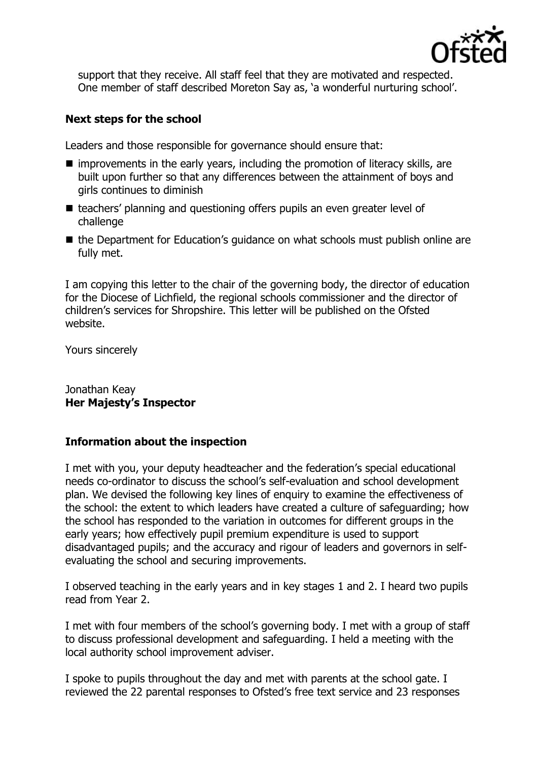support that they receive. All staff feel that they are motivated and respected. One member of staff described Moreton Say as, 'a wonderful nurturing school'.

## Next steps for the school

Leaders and those responsible for governance should ensure that:

- improvements in the early years, including the promotion of literacy skills, are built upon further so that any differences between the attainment of boys and girls continues to diminish
- teachers' planning and questioning offers pupils an even greater level of challenge
- the Department for Education's guidance on what schools must publish online are fully met.

I am copying this letter to the chair of the governing body, the director of education for the Diocese of Lichfield, the regional schools commissioner and the director of children's services for Shropshire. This letter will be published on the Ofsted website.

Yours sincerely

Jonathan Keay
**Her Majesty's Inspector**

## Information about the inspection

I met with you, your deputy headteacher and the federation's special educational needs co-ordinator to discuss the school's self-evaluation and school development plan. We devised the following key lines of enquiry to examine the effectiveness of the school: the extent to which leaders have created a culture of safeguarding; how the school has responded to the variation in outcomes for different groups in the early years; how effectively pupil premium expenditure is used to support disadvantaged pupils; and the accuracy and rigour of leaders and governors in self-evaluating the school and securing improvements.

I observed teaching in the early years and in key stages 1 and 2. I heard two pupils read from Year 2.

I met with four members of the school's governing body. I met with a group of staff to discuss professional development and safeguarding. I held a meeting with the local authority school improvement adviser.

I spoke to pupils throughout the day and met with parents at the school gate. I reviewed the 22 parental responses to Ofsted's free text service and 23 responses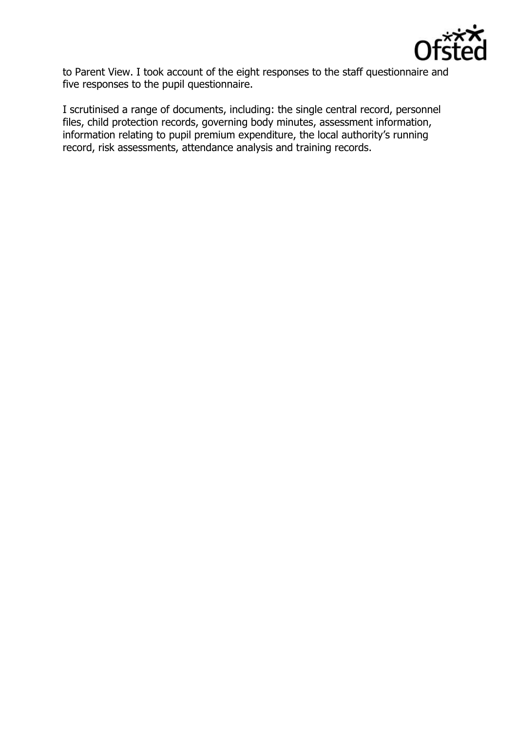to Parent View. I took account of the eight responses to the staff questionnaire and five responses to the pupil questionnaire.

I scrutinised a range of documents, including: the single central record, personnel files, child protection records, governing body minutes, assessment information, information relating to pupil premium expenditure, the local authority's running record, risk assessments, attendance analysis and training records.